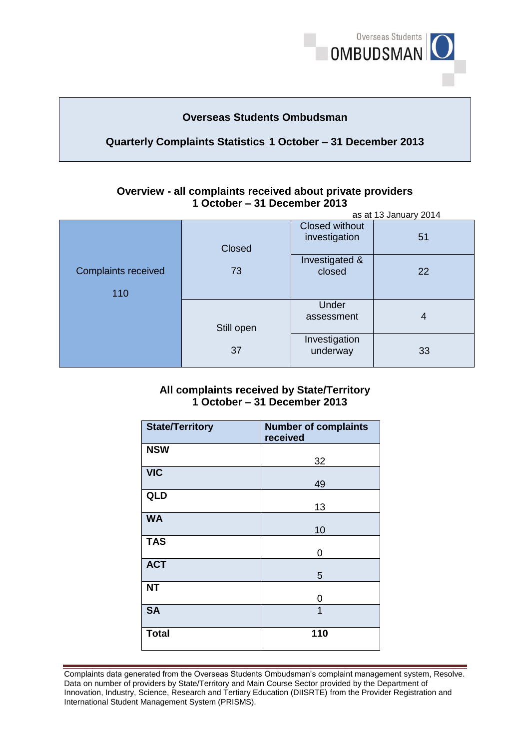Overseas Students OMBUDSMAN

# Overseas Students Ombudsman

## Quarterly Complaints Statistics 1 October – 31 December 2013

### Overview - all complaints received about private providers 1 October – 31 December 2013

as at 13 January 2014

| Complaints received | Status | Category | Number |
|---|---|---|---|
| Complaints received 110 | Closed 73 | Closed without investigation | 51 |
| | | Investigated & closed | 22 |
| | Still open 37 | Under assessment | 4 |
| | | Investigation underway | 33 |

### All complaints received by State/Territory 1 October – 31 December 2013

| State/Territory | Number of complaints received |
|---|---|
| **NSW** | 32 |
| **VIC** | 49 |
| **QLD** | 13 |
| **WA** | 10 |
| **TAS** | 0 |
| **ACT** | 5 |
| **NT** | 0 |
| **SA** | 1 |
| **Total** | **110** |

Complaints data generated from the Overseas Students Ombudsman's complaint management system, Resolve. Data on number of providers by State/Territory and Main Course Sector provided by the Department of Innovation, Industry, Science, Research and Tertiary Education (DIISRTE) from the Provider Registration and International Student Management System (PRISMS).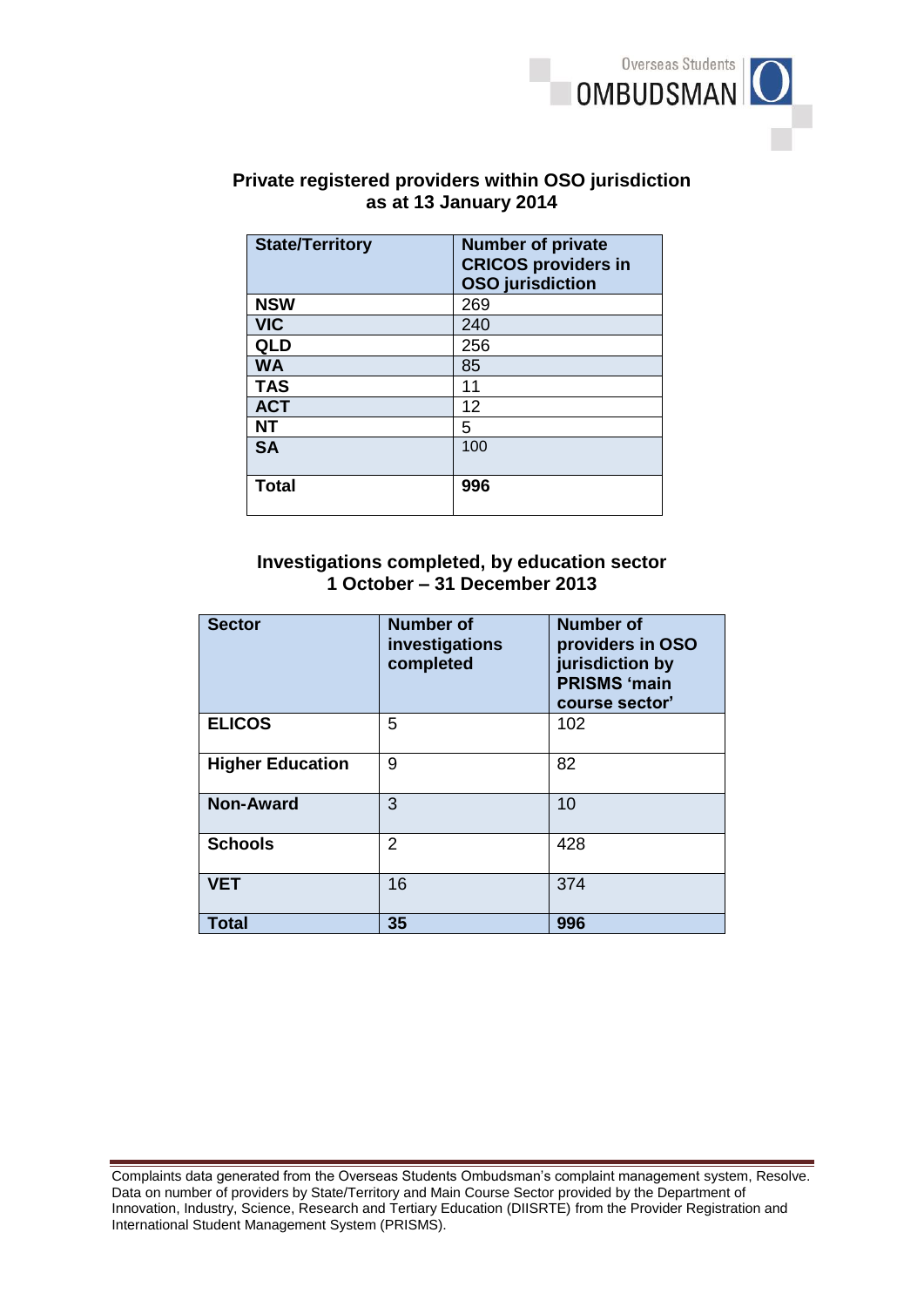## Private registered providers within OSO jurisdiction as at 13 January 2014

| State/Territory | Number of private CRICOS providers in OSO jurisdiction |
|---|---|
| **NSW** | 269 |
| **VIC** | 240 |
| **QLD** | 256 |
| **WA** | 85 |
| **TAS** | 11 |
| **ACT** | 12 |
| **NT** | 5 |
| **SA** | 100 |
| **Total** | **996** |

## Investigations completed, by education sector 1 October – 31 December 2013

| Sector | Number of investigations completed | Number of providers in OSO jurisdiction by PRISMS 'main course sector' |
|---|---|---|
| **ELICOS** | 5 | 102 |
| **Higher Education** | 9 | 82 |
| **Non-Award** | 3 | 10 |
| **Schools** | 2 | 428 |
| **VET** | 16 | 374 |
| **Total** | **35** | **996** |

Complaints data generated from the Overseas Students Ombudsman's complaint management system, Resolve. Data on number of providers by State/Territory and Main Course Sector provided by the Department of Innovation, Industry, Science, Research and Tertiary Education (DIISRTE) from the Provider Registration and International Student Management System (PRISMS).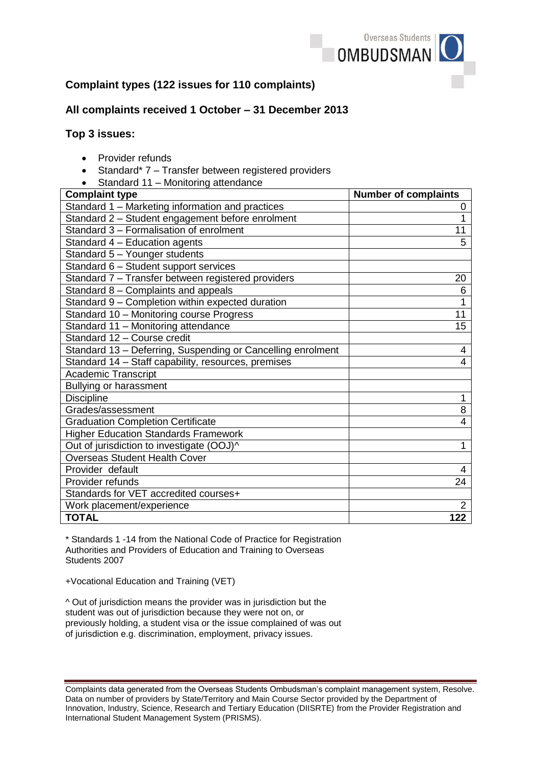## Complaint types (122 issues for 110 complaints)

## All complaints received 1 October – 31 December 2013

### Top 3 issues:

- Provider refunds
- Standard* 7 – Transfer between registered providers
- Standard 11 – Monitoring attendance

| Complaint type | Number of complaints |
|---|---|
| Standard 1 – Marketing information and practices | 0 |
| Standard 2 – Student engagement before enrolment | 1 |
| Standard 3 – Formalisation of enrolment | 11 |
| Standard 4 – Education agents | 5 |
| Standard 5 – Younger students | |
| Standard 6 – Student support services | |
| Standard 7 – Transfer between registered providers | 20 |
| Standard 8 – Complaints and appeals | 6 |
| Standard 9 – Completion within expected duration | 1 |
| Standard 10 – Monitoring course Progress | 11 |
| Standard 11 – Monitoring attendance | 15 |
| Standard 12 – Course credit | |
| Standard 13 – Deferring, Suspending or Cancelling enrolment | 4 |
| Standard 14 – Staff capability, resources, premises | 4 |
| Academic Transcript | |
| Bullying or harassment | |
| Discipline | 1 |
| Grades/assessment | 8 |
| Graduation Completion Certificate | 4 |
| Higher Education Standards Framework | |
| Out of jurisdiction to investigate (OOJ)^ | 1 |
| Overseas Student Health Cover | |
| Provider default | 4 |
| Provider refunds | 24 |
| Standards for VET accredited courses+ | |
| Work placement/experience | 2 |
| **TOTAL** | **122** |

* Standards 1 -14 from the National Code of Practice for Registration Authorities and Providers of Education and Training to Overseas Students 2007

+Vocational Education and Training (VET)

^ Out of jurisdiction means the provider was in jurisdiction but the student was out of jurisdiction because they were not on, or previously holding, a student visa or the issue complained of was out of jurisdiction e.g. discrimination, employment, privacy issues.

Complaints data generated from the Overseas Students Ombudsman's complaint management system, Resolve. Data on number of providers by State/Territory and Main Course Sector provided by the Department of Innovation, Industry, Science, Research and Tertiary Education (DIISRTE) from the Provider Registration and International Student Management System (PRISMS).